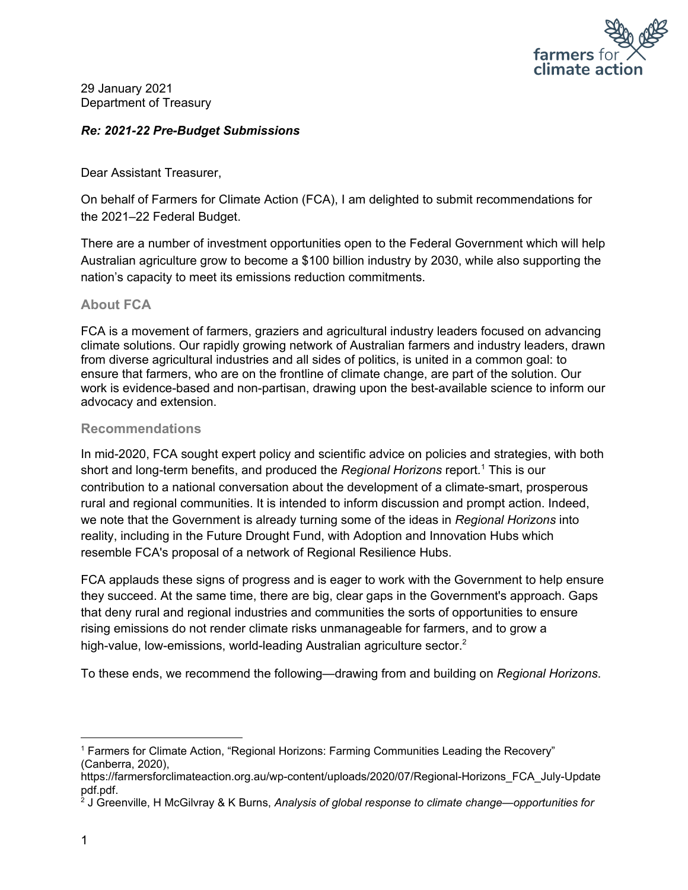29 January 2021
Department of Treasury

***Re: 2021-22 Pre-Budget Submissions***

Dear Assistant Treasurer,

On behalf of Farmers for Climate Action (FCA), I am delighted to submit recommendations for the 2021–22 Federal Budget.

There are a number of investment opportunities open to the Federal Government which will help Australian agriculture grow to become a $100 billion industry by 2030, while also supporting the nation's capacity to meet its emissions reduction commitments.

## About FCA

FCA is a movement of farmers, graziers and agricultural industry leaders focused on advancing climate solutions. Our rapidly growing network of Australian farmers and industry leaders, drawn from diverse agricultural industries and all sides of politics, is united in a common goal: to ensure that farmers, who are on the frontline of climate change, are part of the solution. Our work is evidence-based and non-partisan, drawing upon the best-available science to inform our advocacy and extension.

## Recommendations

In mid-2020, FCA sought expert policy and scientific advice on policies and strategies, with both short and long-term benefits, and produced the *Regional Horizons* report.[1] This is our contribution to a national conversation about the development of a climate-smart, prosperous rural and regional communities. It is intended to inform discussion and prompt action. Indeed, we note that the Government is already turning some of the ideas in *Regional Horizons* into reality, including in the Future Drought Fund, with Adoption and Innovation Hubs which resemble FCA's proposal of a network of Regional Resilience Hubs.

FCA applauds these signs of progress and is eager to work with the Government to help ensure they succeed. At the same time, there are big, clear gaps in the Government's approach. Gaps that deny rural and regional industries and communities the sorts of opportunities to ensure rising emissions do not render climate risks unmanageable for farmers, and to grow a high-value, low-emissions, world-leading Australian agriculture sector.[2]

To these ends, we recommend the following—drawing from and building on *Regional Horizons*.

---

[1] Farmers for Climate Action, "Regional Horizons: Farming Communities Leading the Recovery" (Canberra, 2020), https://farmersforclimateaction.org.au/wp-content/uploads/2020/07/Regional-Horizons_FCA_July-Update pdf.pdf.

[2] J Greenville, H McGilvray & K Burns, *Analysis of global response to climate change—opportunities for*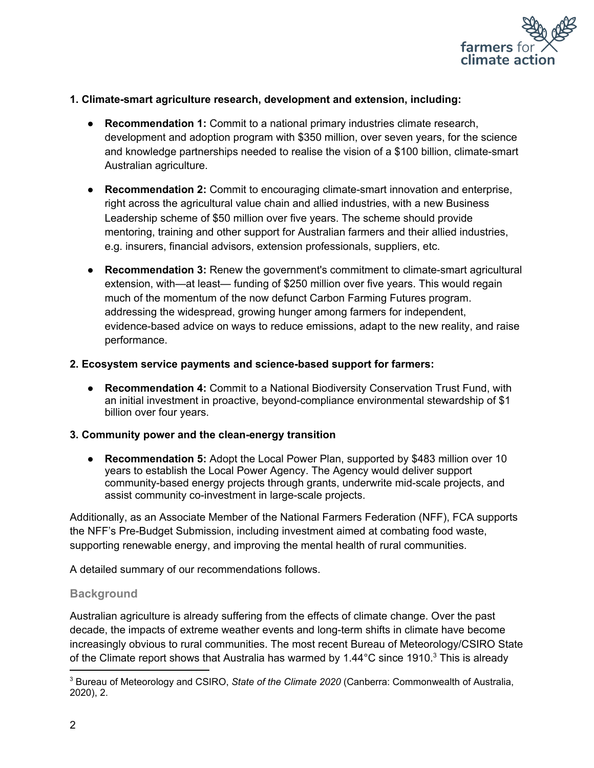**1. Climate-smart agriculture research, development and extension, including:**

- **Recommendation 1:** Commit to a national primary industries climate research, development and adoption program with $350 million, over seven years, for the science and knowledge partnerships needed to realise the vision of a $100 billion, climate-smart Australian agriculture.

- **Recommendation 2:** Commit to encouraging climate-smart innovation and enterprise, right across the agricultural value chain and allied industries, with a new Business Leadership scheme of $50 million over five years. The scheme should provide mentoring, training and other support for Australian farmers and their allied industries, e.g. insurers, financial advisors, extension professionals, suppliers, etc.

- **Recommendation 3:** Renew the government's commitment to climate-smart agricultural extension, with—at least— funding of $250 million over five years. This would regain much of the momentum of the now defunct Carbon Farming Futures program. addressing the widespread, growing hunger among farmers for independent, evidence-based advice on ways to reduce emissions, adapt to the new reality, and raise performance.

**2. Ecosystem service payments and science-based support for farmers:**

- **Recommendation 4:** Commit to a National Biodiversity Conservation Trust Fund, with an initial investment in proactive, beyond-compliance environmental stewardship of $1 billion over four years.

**3. Community power and the clean-energy transition**

- **Recommendation 5:** Adopt the Local Power Plan, supported by $483 million over 10 years to establish the Local Power Agency. The Agency would deliver support community-based energy projects through grants, underwrite mid-scale projects, and assist community co-investment in large-scale projects.

Additionally, as an Associate Member of the National Farmers Federation (NFF), FCA supports the NFF's Pre-Budget Submission, including investment aimed at combating food waste, supporting renewable energy, and improving the mental health of rural communities.

A detailed summary of our recommendations follows.

## Background

Australian agriculture is already suffering from the effects of climate change. Over the past decade, the impacts of extreme weather events and long-term shifts in climate have become increasingly obvious to rural communities. The most recent Bureau of Meteorology/CSIRO State of the Climate report shows that Australia has warmed by 1.44°C since 1910.[3] This is already

[3] Bureau of Meteorology and CSIRO, *State of the Climate 2020* (Canberra: Commonwealth of Australia, 2020), 2.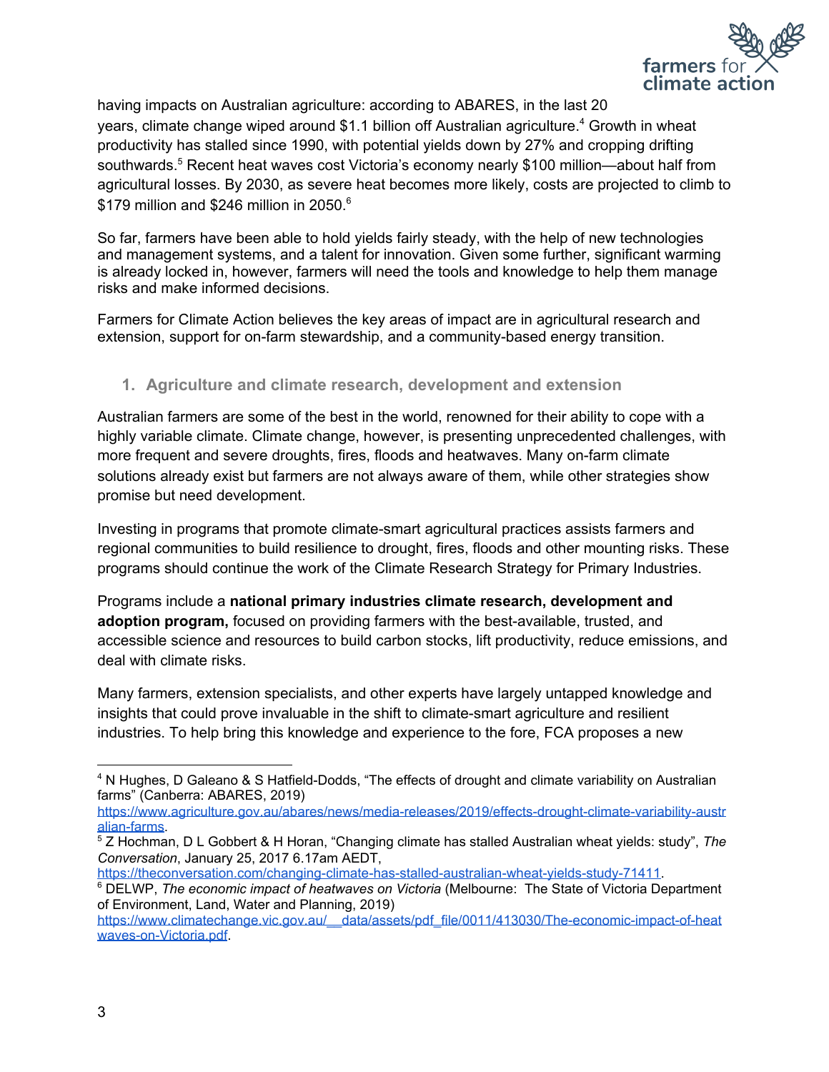having impacts on Australian agriculture: according to ABARES, in the last 20 years, climate change wiped around $1.1 billion off Australian agriculture.[4] Growth in wheat productivity has stalled since 1990, with potential yields down by 27% and cropping drifting southwards.[5] Recent heat waves cost Victoria's economy nearly $100 million—about half from agricultural losses. By 2030, as severe heat becomes more likely, costs are projected to climb to $179 million and $246 million in 2050.[6]

So far, farmers have been able to hold yields fairly steady, with the help of new technologies and management systems, and a talent for innovation. Given some further, significant warming is already locked in, however, farmers will need the tools and knowledge to help them manage risks and make informed decisions.

Farmers for Climate Action believes the key areas of impact are in agricultural research and extension, support for on-farm stewardship, and a community-based energy transition.

## 1. Agriculture and climate research, development and extension

Australian farmers are some of the best in the world, renowned for their ability to cope with a highly variable climate. Climate change, however, is presenting unprecedented challenges, with more frequent and severe droughts, fires, floods and heatwaves. Many on-farm climate solutions already exist but farmers are not always aware of them, while other strategies show promise but need development.

Investing in programs that promote climate-smart agricultural practices assists farmers and regional communities to build resilience to drought, fires, floods and other mounting risks. These programs should continue the work of the Climate Research Strategy for Primary Industries.

Programs include a **national primary industries climate research, development and adoption program,** focused on providing farmers with the best-available, trusted, and accessible science and resources to build carbon stocks, lift productivity, reduce emissions, and deal with climate risks.

Many farmers, extension specialists, and other experts have largely untapped knowledge and insights that could prove invaluable in the shift to climate-smart agriculture and resilient industries. To help bring this knowledge and experience to the fore, FCA proposes a new

---

[4] N Hughes, D Galeano & S Hatfield-Dodds, "The effects of drought and climate variability on Australian farms" (Canberra: ABARES, 2019) https://www.agriculture.gov.au/abares/news/media-releases/2019/effects-drought-climate-variability-australian-farms.

[5] Z Hochman, D L Gobbert & H Horan, "Changing climate has stalled Australian wheat yields: study", *The Conversation*, January 25, 2017 6.17am AEDT, https://theconversation.com/changing-climate-has-stalled-australian-wheat-yields-study-71411.

[6] DELWP, *The economic impact of heatwaves on Victoria* (Melbourne: The State of Victoria Department of Environment, Land, Water and Planning, 2019) https://www.climatechange.vic.gov.au/__data/assets/pdf_file/0011/413030/The-economic-impact-of-heatwaves-on-Victoria.pdf.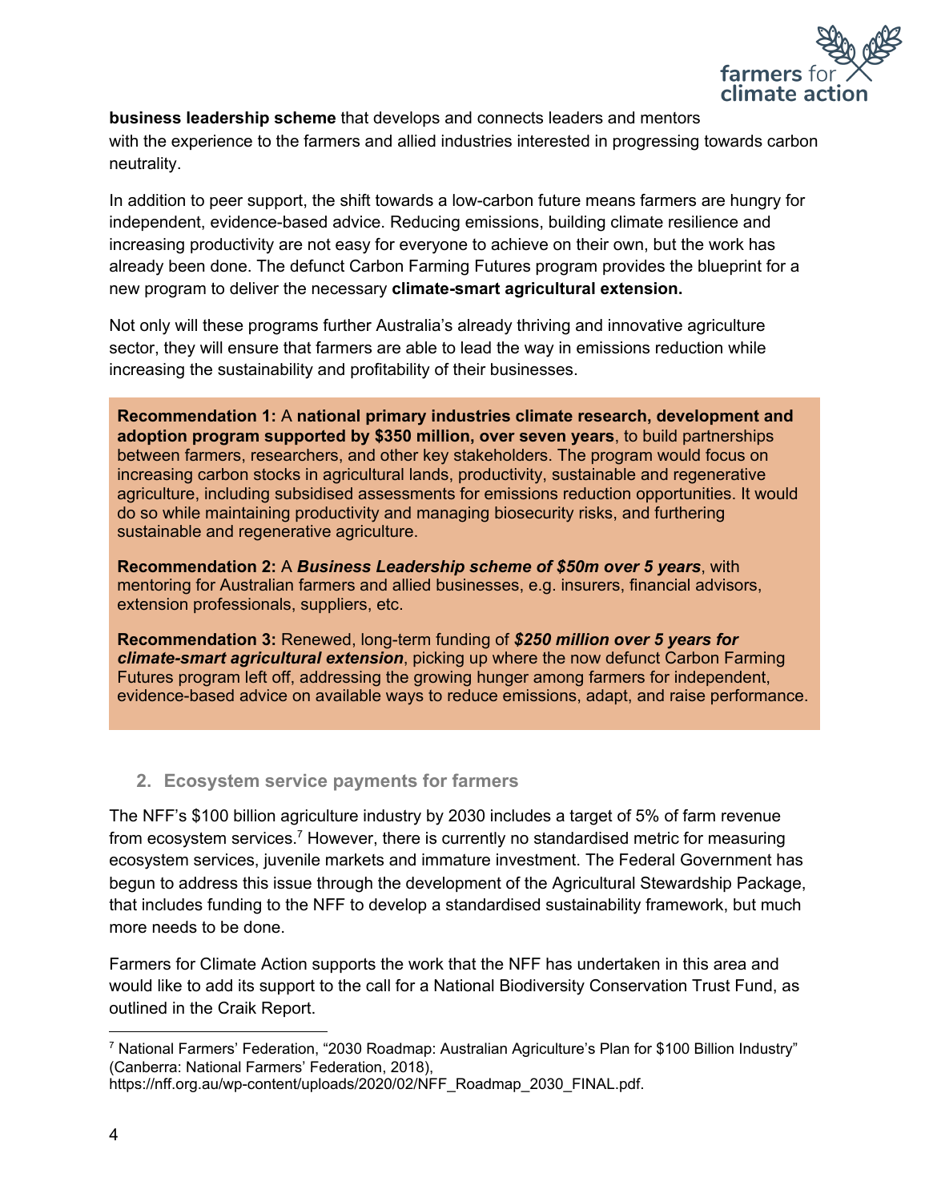**business leadership scheme** that develops and connects leaders and mentors with the experience to the farmers and allied industries interested in progressing towards carbon neutrality.

In addition to peer support, the shift towards a low-carbon future means farmers are hungry for independent, evidence-based advice. Reducing emissions, building climate resilience and increasing productivity are not easy for everyone to achieve on their own, but the work has already been done. The defunct Carbon Farming Futures program provides the blueprint for a new program to deliver the necessary **climate-smart agricultural extension.**

Not only will these programs further Australia's already thriving and innovative agriculture sector, they will ensure that farmers are able to lead the way in emissions reduction while increasing the sustainability and profitability of their businesses.

**Recommendation 1:** A **national primary industries climate research, development and adoption program supported by $350 million, over seven years**, to build partnerships between farmers, researchers, and other key stakeholders. The program would focus on increasing carbon stocks in agricultural lands, productivity, sustainable and regenerative agriculture, including subsidised assessments for emissions reduction opportunities. It would do so while maintaining productivity and managing biosecurity risks, and furthering sustainable and regenerative agriculture.

**Recommendation 2:** A ***Business Leadership scheme of $50m over 5 years***, with mentoring for Australian farmers and allied businesses, e.g. insurers, financial advisors, extension professionals, suppliers, etc.

**Recommendation 3:** Renewed, long-term funding of ***$250 million over 5 years for climate-smart agricultural extension***, picking up where the now defunct Carbon Farming Futures program left off, addressing the growing hunger among farmers for independent, evidence-based advice on available ways to reduce emissions, adapt, and raise performance.

## 2. Ecosystem service payments for farmers

The NFF's $100 billion agriculture industry by 2030 includes a target of 5% of farm revenue from ecosystem services.[7] However, there is currently no standardised metric for measuring ecosystem services, juvenile markets and immature investment. The Federal Government has begun to address this issue through the development of the Agricultural Stewardship Package, that includes funding to the NFF to develop a standardised sustainability framework, but much more needs to be done.

Farmers for Climate Action supports the work that the NFF has undertaken in this area and would like to add its support to the call for a National Biodiversity Conservation Trust Fund, as outlined in the Craik Report.

---

[7] National Farmers' Federation, "2030 Roadmap: Australian Agriculture's Plan for $100 Billion Industry" (Canberra: National Farmers' Federation, 2018), https://nff.org.au/wp-content/uploads/2020/02/NFF_Roadmap_2030_FINAL.pdf.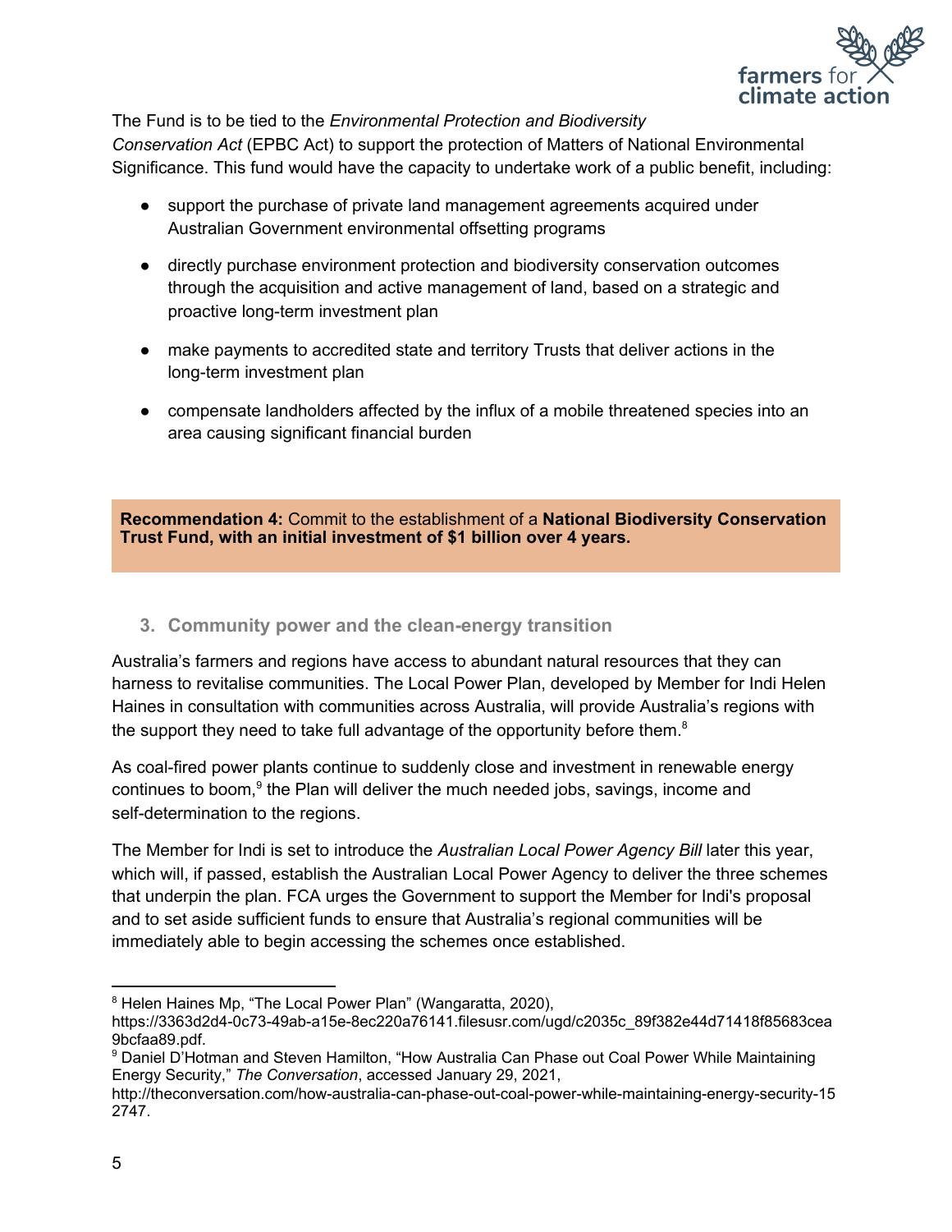The Fund is to be tied to the *Environmental Protection and Biodiversity Conservation Act* (EPBC Act) to support the protection of Matters of National Environmental Significance. This fund would have the capacity to undertake work of a public benefit, including:

- support the purchase of private land management agreements acquired under Australian Government environmental offsetting programs
- directly purchase environment protection and biodiversity conservation outcomes through the acquisition and active management of land, based on a strategic and proactive long-term investment plan
- make payments to accredited state and territory Trusts that deliver actions in the long-term investment plan
- compensate landholders affected by the influx of a mobile threatened species into an area causing significant financial burden

**Recommendation 4:** Commit to the establishment of a **National Biodiversity Conservation Trust Fund, with an initial investment of $1 billion over 4 years.**

## 3. Community power and the clean-energy transition

Australia's farmers and regions have access to abundant natural resources that they can harness to revitalise communities. The Local Power Plan, developed by Member for Indi Helen Haines in consultation with communities across Australia, will provide Australia's regions with the support they need to take full advantage of the opportunity before them.[8]

As coal-fired power plants continue to suddenly close and investment in renewable energy continues to boom,[9] the Plan will deliver the much needed jobs, savings, income and self-determination to the regions.

The Member for Indi is set to introduce the *Australian Local Power Agency Bill* later this year, which will, if passed, establish the Australian Local Power Agency to deliver the three schemes that underpin the plan. FCA urges the Government to support the Member for Indi's proposal and to set aside sufficient funds to ensure that Australia's regional communities will be immediately able to begin accessing the schemes once established.

---

[8] Helen Haines Mp, "The Local Power Plan" (Wangaratta, 2020), https://3363d2d4-0c73-49ab-a15e-8ec220a76141.filesusr.com/ugd/c2035c_89f382e44d71418f85683cea9bcfaa89.pdf.

[9] Daniel D'Hotman and Steven Hamilton, "How Australia Can Phase out Coal Power While Maintaining Energy Security," *The Conversation*, accessed January 29, 2021, http://theconversation.com/how-australia-can-phase-out-coal-power-while-maintaining-energy-security-152747.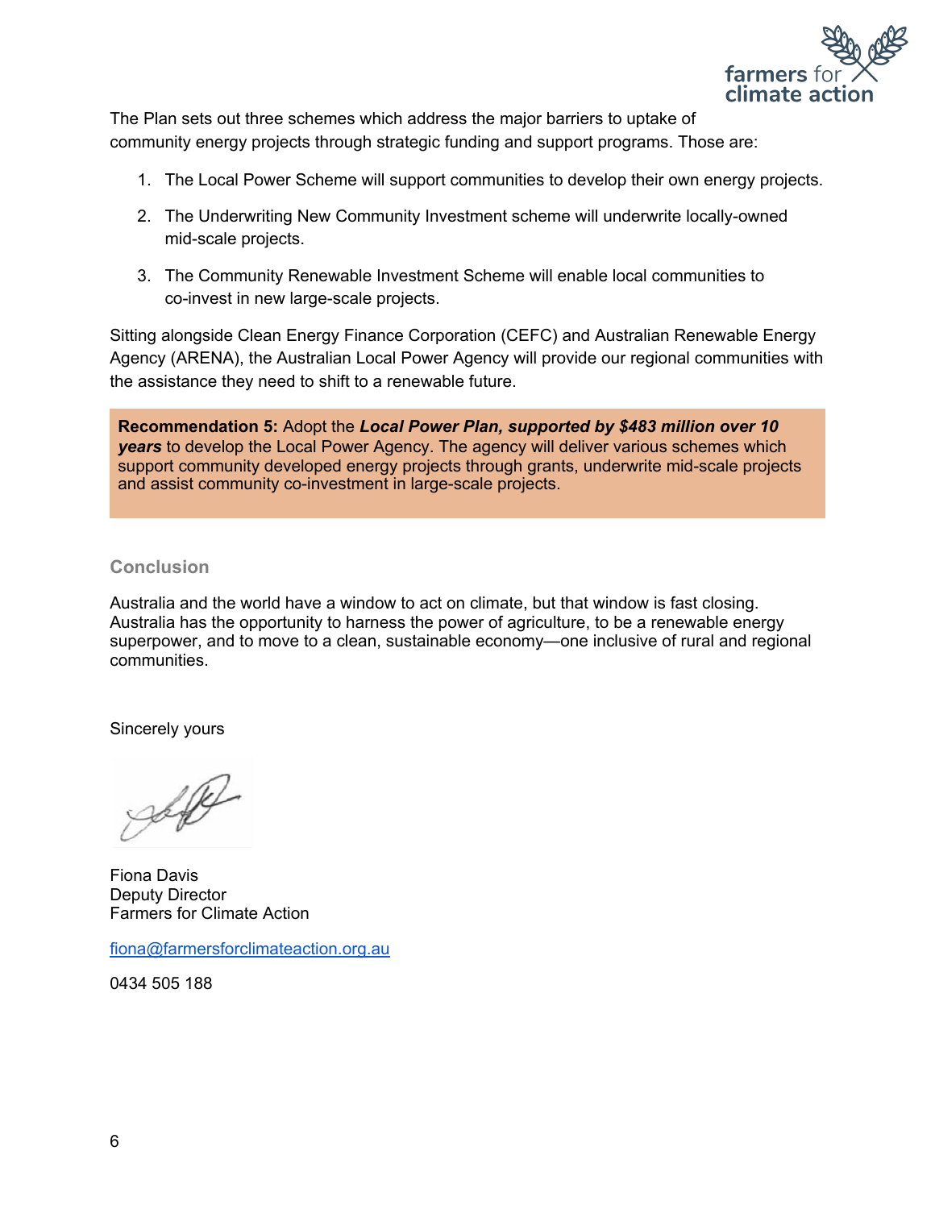The Plan sets out three schemes which address the major barriers to uptake of community energy projects through strategic funding and support programs. Those are:

1. The Local Power Scheme will support communities to develop their own energy projects.
2. The Underwriting New Community Investment scheme will underwrite locally-owned mid-scale projects.
3. The Community Renewable Investment Scheme will enable local communities to co-invest in new large-scale projects.

Sitting alongside Clean Energy Finance Corporation (CEFC) and Australian Renewable Energy Agency (ARENA), the Australian Local Power Agency will provide our regional communities with the assistance they need to shift to a renewable future.

> **Recommendation 5:** Adopt the ***Local Power Plan, supported by $483 million over 10 years*** to develop the Local Power Agency. The agency will deliver various schemes which support community developed energy projects through grants, underwrite mid-scale projects and assist community co-investment in large-scale projects.

## Conclusion

Australia and the world have a window to act on climate, but that window is fast closing. Australia has the opportunity to harness the power of agriculture, to be a renewable energy superpower, and to move to a clean, sustainable economy—one inclusive of rural and regional communities.

Sincerely yours

Fiona Davis
Deputy Director
Farmers for Climate Action

fiona@farmersforclimateaction.org.au

0434 505 188